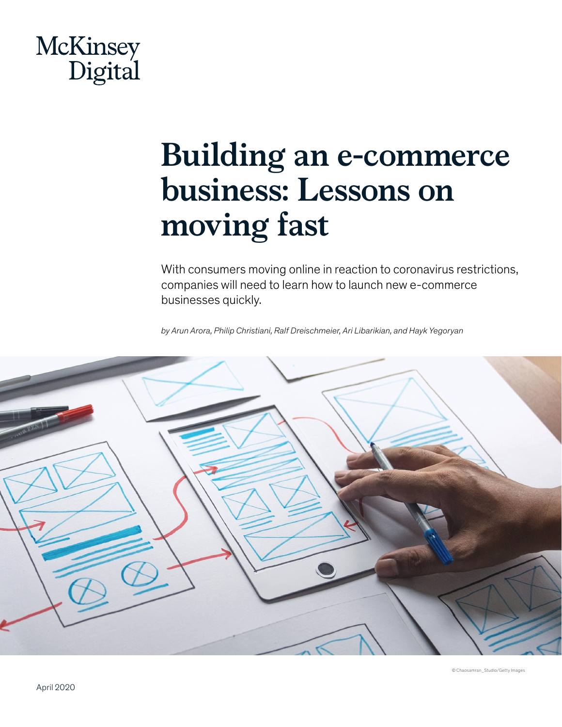McKinsey Digital

# Building an e-commerce business: Lessons on moving fast

With consumers moving online in reaction to coronavirus restrictions, companies will need to learn how to launch new e-commerce businesses quickly.

*by Arun Arora, Philip Christiani, Ralf Dreischmeier, Ari Libarikian, and Hayk Yegoryan*

© Chaosamran_Studio/Getty Images

April 2020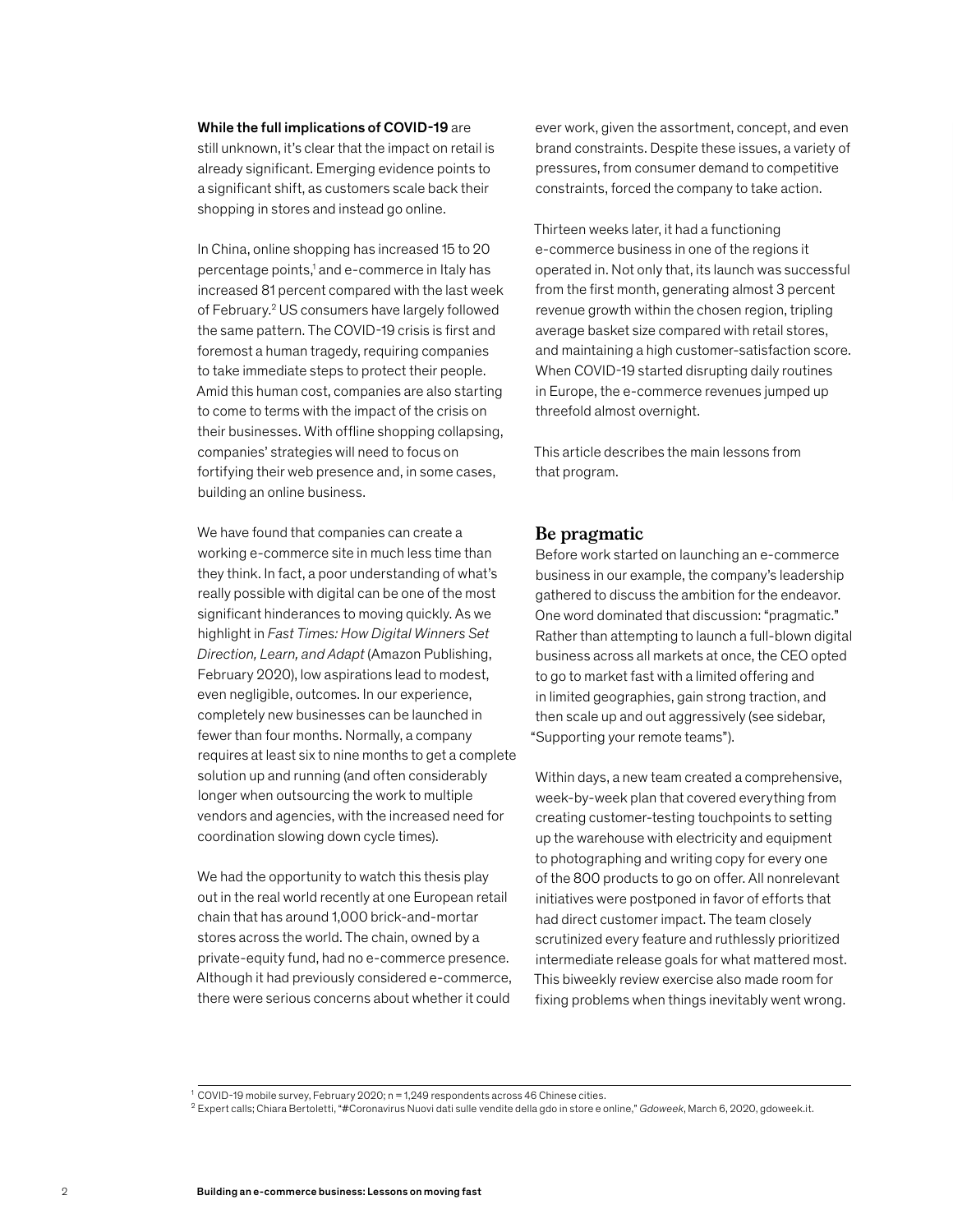**While the full implications of COVID-19** are still unknown, it's clear that the impact on retail is already significant. Emerging evidence points to a significant shift, as customers scale back their shopping in stores and instead go online.

In China, online shopping has increased 15 to 20 percentage points,[1] and e-commerce in Italy has increased 81 percent compared with the last week of February.[2] US consumers have largely followed the same pattern. The COVID-19 crisis is first and foremost a human tragedy, requiring companies to take immediate steps to protect their people. Amid this human cost, companies are also starting to come to terms with the impact of the crisis on their businesses. With offline shopping collapsing, companies' strategies will need to focus on fortifying their web presence and, in some cases, building an online business.

We have found that companies can create a working e-commerce site in much less time than they think. In fact, a poor understanding of what's really possible with digital can be one of the most significant hinderances to moving quickly. As we highlight in *Fast Times: How Digital Winners Set Direction, Learn, and Adapt* (Amazon Publishing, February 2020), low aspirations lead to modest, even negligible, outcomes. In our experience, completely new businesses can be launched in fewer than four months. Normally, a company requires at least six to nine months to get a complete solution up and running (and often considerably longer when outsourcing the work to multiple vendors and agencies, with the increased need for coordination slowing down cycle times).

We had the opportunity to watch this thesis play out in the real world recently at one European retail chain that has around 1,000 brick-and-mortar stores across the world. The chain, owned by a private-equity fund, had no e-commerce presence. Although it had previously considered e-commerce, there were serious concerns about whether it could ever work, given the assortment, concept, and even brand constraints. Despite these issues, a variety of pressures, from consumer demand to competitive constraints, forced the company to take action.

Thirteen weeks later, it had a functioning e-commerce business in one of the regions it operated in. Not only that, its launch was successful from the first month, generating almost 3 percent revenue growth within the chosen region, tripling average basket size compared with retail stores, and maintaining a high customer-satisfaction score. When COVID-19 started disrupting daily routines in Europe, the e-commerce revenues jumped up threefold almost overnight.

This article describes the main lessons from that program.

## Be pragmatic

Before work started on launching an e-commerce business in our example, the company's leadership gathered to discuss the ambition for the endeavor. One word dominated that discussion: "pragmatic." Rather than attempting to launch a full-blown digital business across all markets at once, the CEO opted to go to market fast with a limited offering and in limited geographies, gain strong traction, and then scale up and out aggressively (see sidebar, "Supporting your remote teams").

Within days, a new team created a comprehensive, week-by-week plan that covered everything from creating customer-testing touchpoints to setting up the warehouse with electricity and equipment to photographing and writing copy for every one of the 800 products to go on offer. All nonrelevant initiatives were postponed in favor of efforts that had direct customer impact. The team closely scrutinized every feature and ruthlessly prioritized intermediate release goals for what mattered most. This biweekly review exercise also made room for fixing problems when things inevitably went wrong.

---

[1] COVID-19 mobile survey, February 2020; n = 1,249 respondents across 46 Chinese cities.

[2] Expert calls; Chiara Bertoletti, "#Coronavirus Nuovi dati sulle vendite della gdo in store e online," *Gdoweek*, March 6, 2020, gdoweek.it.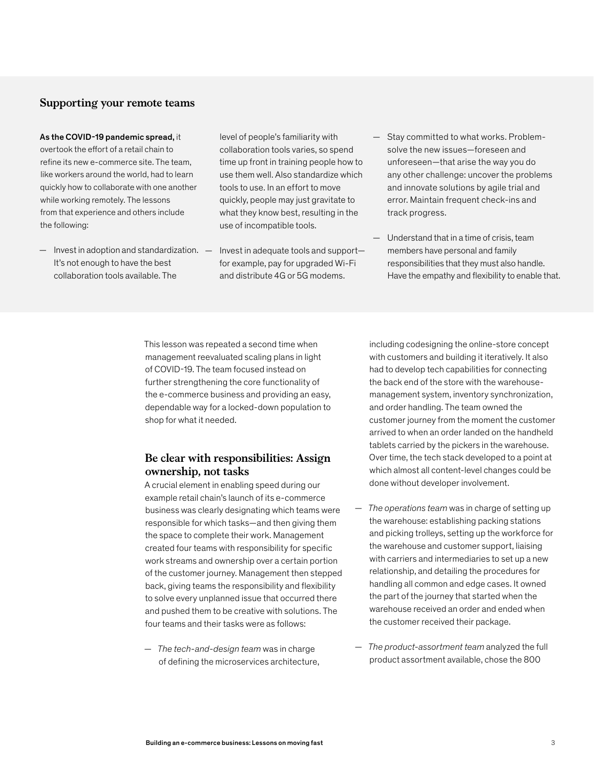## Supporting your remote teams

**As the COVID-19 pandemic spread,** it overtook the effort of a retail chain to refine its new e-commerce site. The team, like workers around the world, had to learn quickly how to collaborate with one another while working remotely. The lessons from that experience and others include the following:

— Invest in adoption and standardization. It's not enough to have the best collaboration tools available. The level of people's familiarity with collaboration tools varies, so spend time up front in training people how to use them well. Also standardize which tools to use. In an effort to move quickly, people may just gravitate to what they know best, resulting in the use of incompatible tools.

— Invest in adequate tools and support—for example, pay for upgraded Wi-Fi and distribute 4G or 5G modems.

— Stay committed to what works. Problem-solve the new issues—foreseen and unforeseen—that arise the way you do any other challenge: uncover the problems and innovate solutions by agile trial and error. Maintain frequent check-ins and track progress.

— Understand that in a time of crisis, team members have personal and family responsibilities that they must also handle. Have the empathy and flexibility to enable that.

This lesson was repeated a second time when management reevaluated scaling plans in light of COVID-19. The team focused instead on further strengthening the core functionality of the e-commerce business and providing an easy, dependable way for a locked-down population to shop for what it needed.

### Be clear with responsibilities: Assign ownership, not tasks

A crucial element in enabling speed during our example retail chain's launch of its e-commerce business was clearly designating which teams were responsible for which tasks—and then giving them the space to complete their work. Management created four teams with responsibility for specific work streams and ownership over a certain portion of the customer journey. Management then stepped back, giving teams the responsibility and flexibility to solve every unplanned issue that occurred there and pushed them to be creative with solutions. The four teams and their tasks were as follows:

— *The tech-and-design team* was in charge of defining the microservices architecture, including codesigning the online-store concept with customers and building it iteratively. It also had to develop tech capabilities for connecting the back end of the store with the warehouse-management system, inventory synchronization, and order handling. The team owned the customer journey from the moment the customer arrived to when an order landed on the handheld tablets carried by the pickers in the warehouse. Over time, the tech stack developed to a point at which almost all content-level changes could be done without developer involvement.

— *The operations team* was in charge of setting up the warehouse: establishing packing stations and picking trolleys, setting up the workforce for the warehouse and customer support, liaising with carriers and intermediaries to set up a new relationship, and detailing the procedures for handling all common and edge cases. It owned the part of the journey that started when the warehouse received an order and ended when the customer received their package.

— *The product-assortment team* analyzed the full product assortment available, chose the 800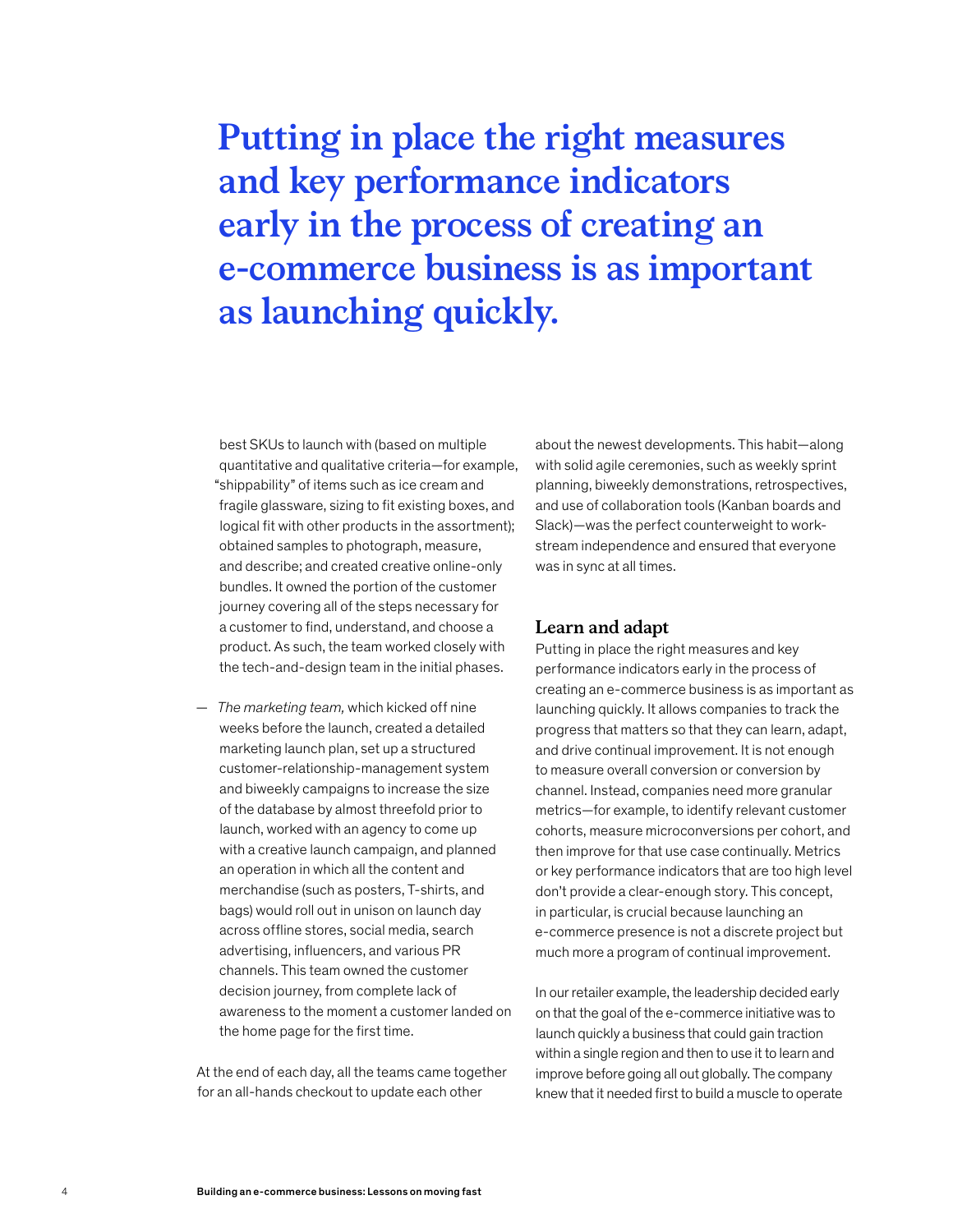> **Putting in place the right measures and key performance indicators early in the process of creating an e-commerce business is as important as launching quickly.**

best SKUs to launch with (based on multiple quantitative and qualitative criteria—for example, "shippability" of items such as ice cream and fragile glassware, sizing to fit existing boxes, and logical fit with other products in the assortment); obtained samples to photograph, measure, and describe; and created creative online-only bundles. It owned the portion of the customer journey covering all of the steps necessary for a customer to find, understand, and choose a product. As such, the team worked closely with the tech-and-design team in the initial phases.

— *The marketing team,* which kicked off nine weeks before the launch, created a detailed marketing launch plan, set up a structured customer-relationship-management system and biweekly campaigns to increase the size of the database by almost threefold prior to launch, worked with an agency to come up with a creative launch campaign, and planned an operation in which all the content and merchandise (such as posters, T-shirts, and bags) would roll out in unison on launch day across offline stores, social media, search advertising, influencers, and various PR channels. This team owned the customer decision journey, from complete lack of awareness to the moment a customer landed on the home page for the first time.

At the end of each day, all the teams came together for an all-hands checkout to update each other about the newest developments. This habit—along with solid agile ceremonies, such as weekly sprint planning, biweekly demonstrations, retrospectives, and use of collaboration tools (Kanban boards and Slack)—was the perfect counterweight to work-stream independence and ensured that everyone was in sync at all times.

## Learn and adapt

Putting in place the right measures and key performance indicators early in the process of creating an e-commerce business is as important as launching quickly. It allows companies to track the progress that matters so that they can learn, adapt, and drive continual improvement. It is not enough to measure overall conversion or conversion by channel. Instead, companies need more granular metrics—for example, to identify relevant customer cohorts, measure microconversions per cohort, and then improve for that use case continually. Metrics or key performance indicators that are too high level don't provide a clear-enough story. This concept, in particular, is crucial because launching an e-commerce presence is not a discrete project but much more a program of continual improvement.

In our retailer example, the leadership decided early on that the goal of the e-commerce initiative was to launch quickly a business that could gain traction within a single region and then to use it to learn and improve before going all out globally. The company knew that it needed first to build a muscle to operate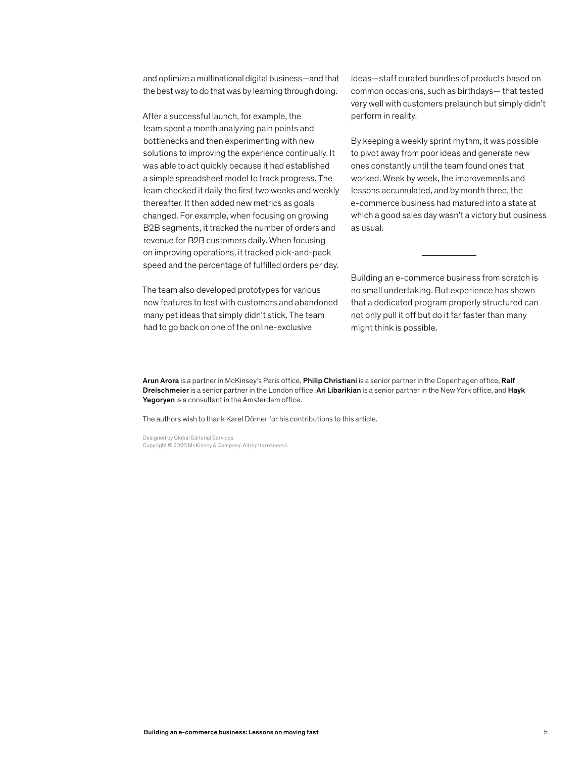and optimize a multinational digital business—and that the best way to do that was by learning through doing.

After a successful launch, for example, the team spent a month analyzing pain points and bottlenecks and then experimenting with new solutions to improving the experience continually. It was able to act quickly because it had established a simple spreadsheet model to track progress. The team checked it daily the first two weeks and weekly thereafter. It then added new metrics as goals changed. For example, when focusing on growing B2B segments, it tracked the number of orders and revenue for B2B customers daily. When focusing on improving operations, it tracked pick-and-pack speed and the percentage of fulfilled orders per day.

The team also developed prototypes for various new features to test with customers and abandoned many pet ideas that simply didn't stick. The team had to go back on one of the online-exclusive ideas—staff curated bundles of products based on common occasions, such as birthdays— that tested very well with customers prelaunch but simply didn't perform in reality.

By keeping a weekly sprint rhythm, it was possible to pivot away from poor ideas and generate new ones constantly until the team found ones that worked. Week by week, the improvements and lessons accumulated, and by month three, the e-commerce business had matured into a state at which a good sales day wasn't a victory but business as usual.

---

Building an e-commerce business from scratch is no small undertaking. But experience has shown that a dedicated program properly structured can not only pull it off but do it far faster than many might think is possible.

**Arun Arora** is a partner in McKinsey's Paris office, **Philip Christiani** is a senior partner in the Copenhagen office, **Ralf Dreischmeier** is a senior partner in the London office, **Ari Libarikian** is a senior partner in the New York office, and **Hayk Yegoryan** is a consultant in the Amsterdam office.

The authors wish to thank Karel Dörner for his contributions to this article.

Designed by Global Editorial Services
Copyright © 2020 McKinsey & Company. All rights reserved.